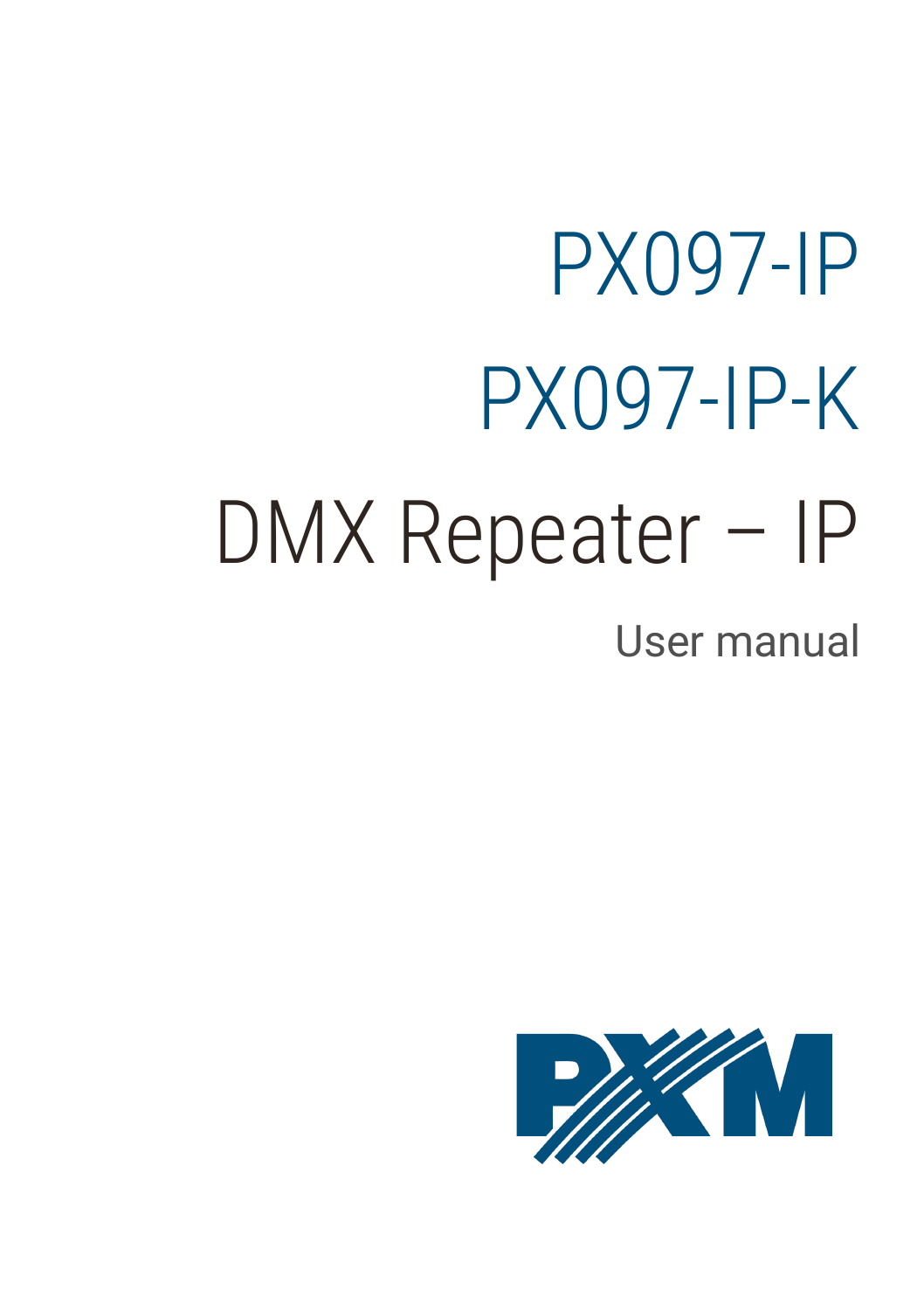# PX097-IP

# PX097-IP-K

# DMX Repeater – IP

User manual

PXM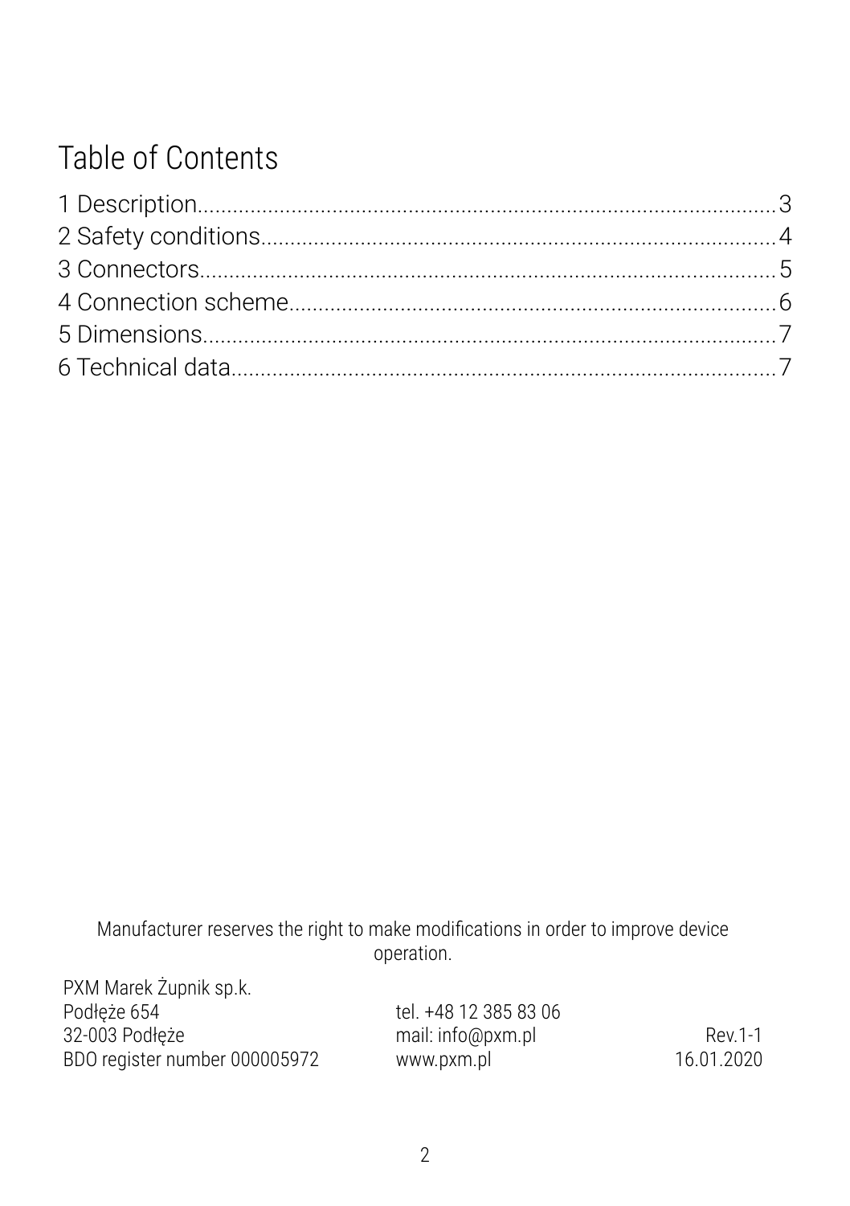# Table of Contents

1 Description....................................................................................................3
2 Safety conditions.........................................................................................4
3 Connectors..................................................................................................5
4 Connection scheme.....................................................................................6
5 Dimensions..................................................................................................7
6 Technical data..............................................................................................7

Manufacturer reserves the right to make modifications in order to improve device operation.

PXM Marek Żupnik sp.k.
Podłęże 654
32-003 Podłęże
BDO register number 000005972

tel. +48 12 385 83 06
mail: info@pxm.pl
www.pxm.pl

Rev.1-1
16.01.2020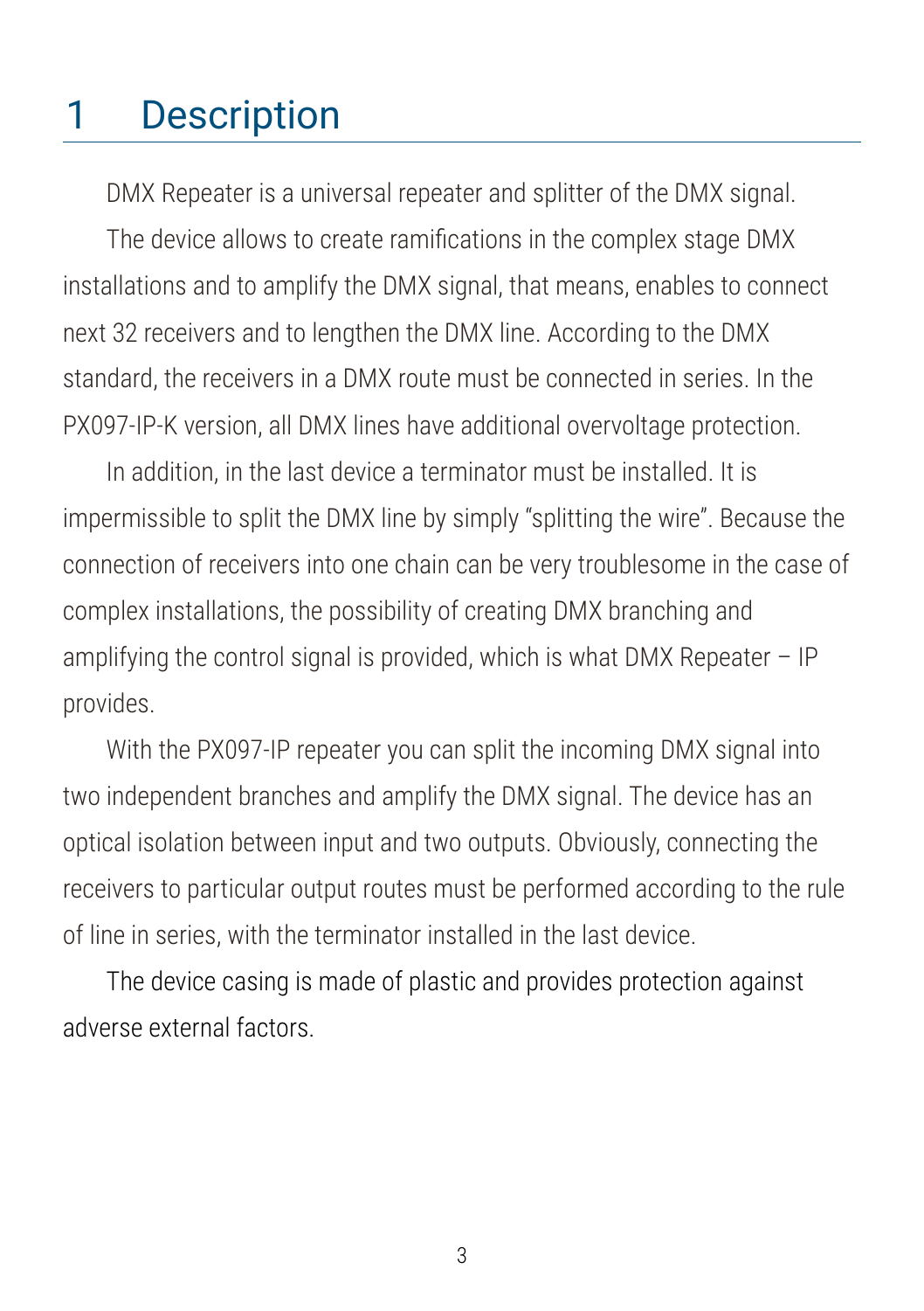# 1 Description

DMX Repeater is a universal repeater and splitter of the DMX signal.

The device allows to create ramifications in the complex stage DMX installations and to amplify the DMX signal, that means, enables to connect next 32 receivers and to lengthen the DMX line. According to the DMX standard, the receivers in a DMX route must be connected in series. In the PX097-IP-K version, all DMX lines have additional overvoltage protection.

In addition, in the last device a terminator must be installed. It is impermissible to split the DMX line by simply "splitting the wire". Because the connection of receivers into one chain can be very troublesome in the case of complex installations, the possibility of creating DMX branching and amplifying the control signal is provided, which is what DMX Repeater – IP provides.

With the PX097-IP repeater you can split the incoming DMX signal into two independent branches and amplify the DMX signal. The device has an optical isolation between input and two outputs. Obviously, connecting the receivers to particular output routes must be performed according to the rule of line in series, with the terminator installed in the last device.

The device casing is made of plastic and provides protection against adverse external factors.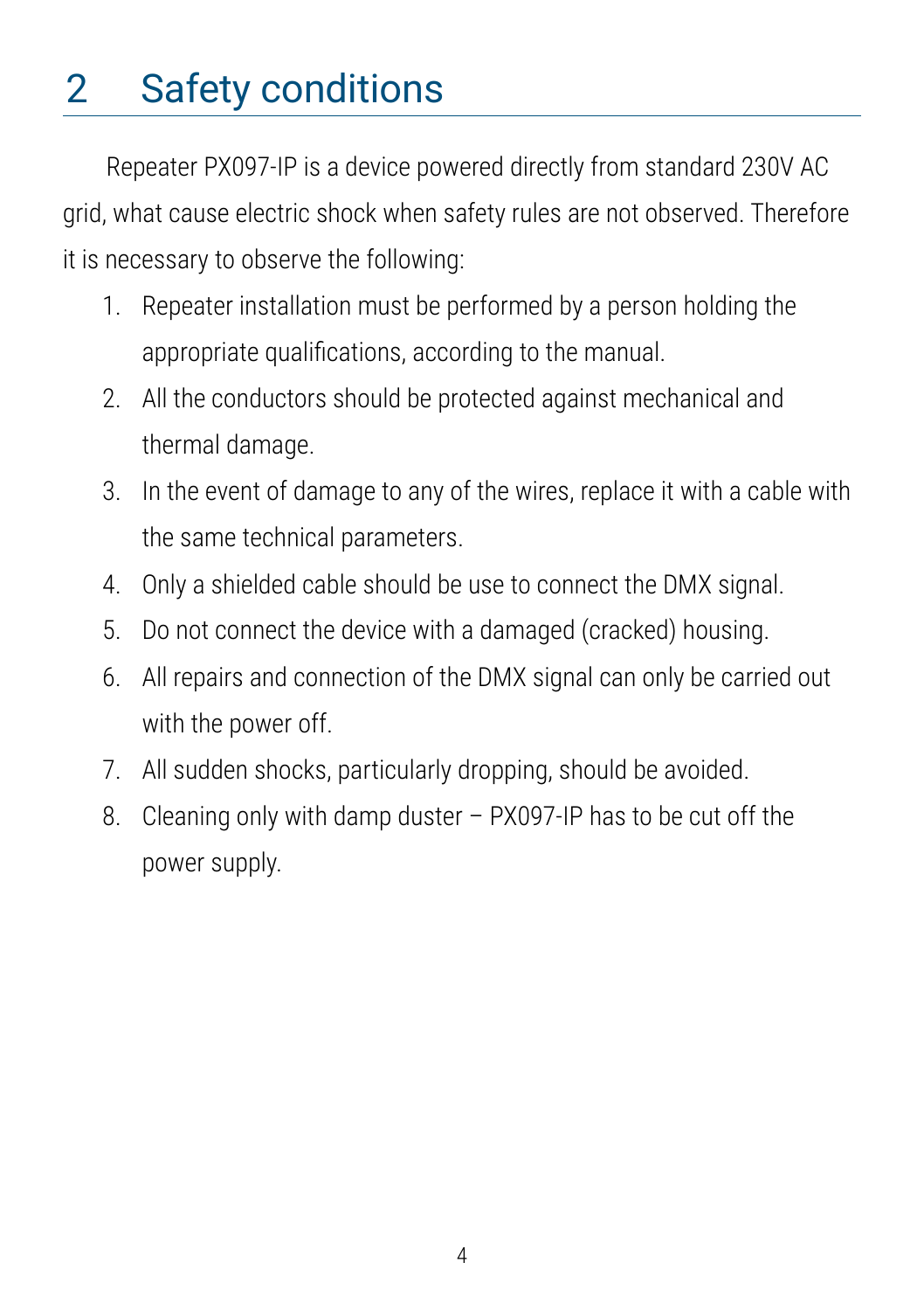# 2 Safety conditions

Repeater PX097-IP is a device powered directly from standard 230V AC grid, what cause electric shock when safety rules are not observed. Therefore it is necessary to observe the following:

1. Repeater installation must be performed by a person holding the appropriate qualifications, according to the manual.
2. All the conductors should be protected against mechanical and thermal damage.
3. In the event of damage to any of the wires, replace it with a cable with the same technical parameters.
4. Only a shielded cable should be use to connect the DMX signal.
5. Do not connect the device with a damaged (cracked) housing.
6. All repairs and connection of the DMX signal can only be carried out with the power off.
7. All sudden shocks, particularly dropping, should be avoided.
8. Cleaning only with damp duster – PX097-IP has to be cut off the power supply.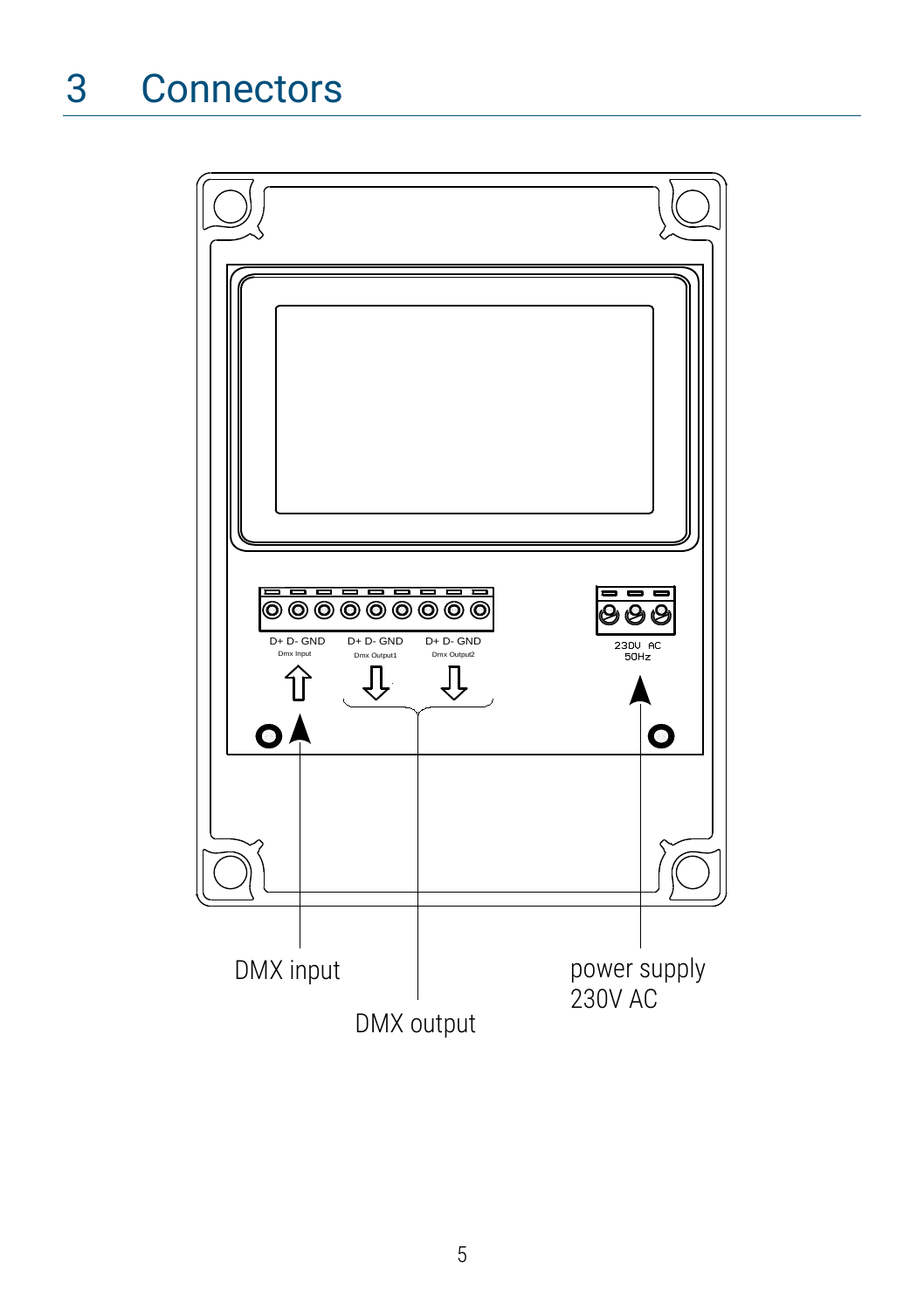# 3 Connectors

D+ D- GND
Dmx Input

D+ D- GND
Dmx Output1

D+ D- GND
Dmx Output2

230V AC
50Hz

DMX input

DMX output

power supply
230V AC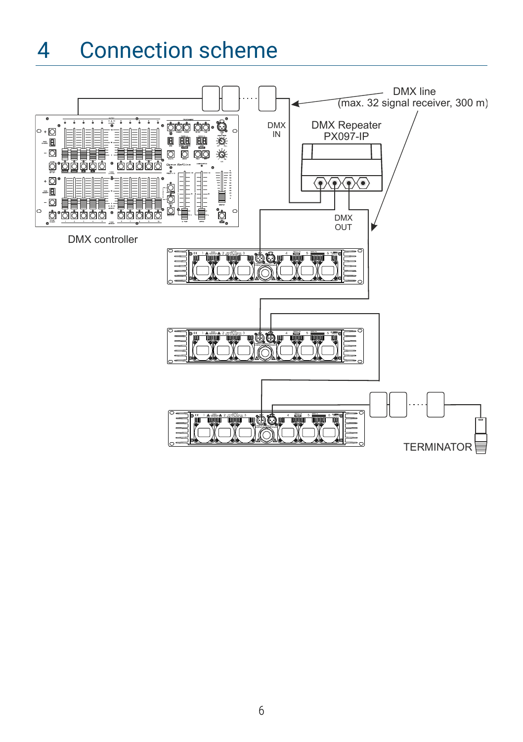# 4 Connection scheme

DMX line
(max. 32 signal receiver, 300 m)

DMX IN

DMX Repeater
PX097-IP

DMX OUT

DMX controller

TERMINATOR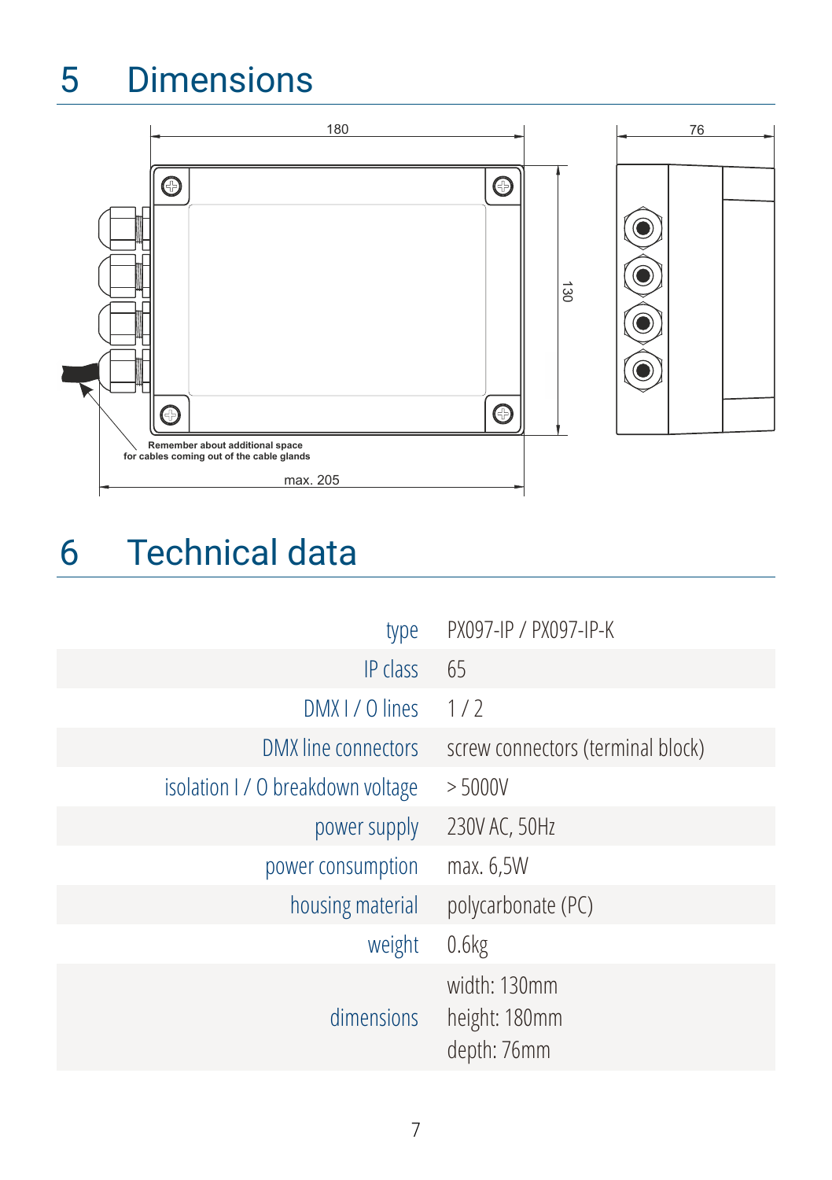# 5 Dimensions

180

76

130

Remember about additional space
for cables coming out of the cable glands

max. 205

# 6 Technical data

| | |
|---|---|
| type | PX097-IP / PX097-IP-K |
| IP class | 65 |
| DMX I / O lines | 1 / 2 |
| DMX line connectors | screw connectors (terminal block) |
| isolation I / O breakdown voltage | > 5000V |
| power supply | 230V AC, 50Hz |
| power consumption | max. 6,5W |
| housing material | polycarbonate (PC) |
| weight | 0.6kg |
| dimensions | width: 130mm<br>height: 180mm<br>depth: 76mm |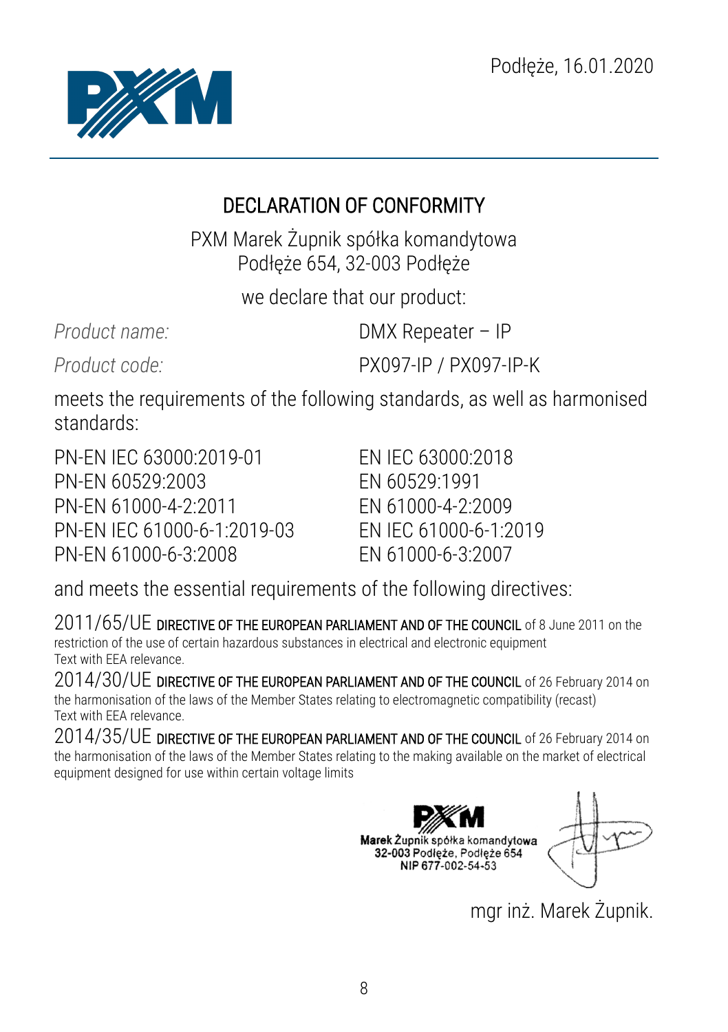Podłęże, 16.01.2020

# DECLARATION OF CONFORMITY

PXM Marek Żupnik spółka komandytowa
Podłęże 654, 32-003 Podłęże

we declare that our product:

| | |
|---|---|
| *Product name:* | DMX Repeater – IP |
| *Product code:* | PX097-IP / PX097-IP-K |

meets the requirements of the following standards, as well as harmonised standards:

| | |
|---|---|
| PN-EN IEC 63000:2019-01 | EN IEC 63000:2018 |
| PN-EN 60529:2003 | EN 60529:1991 |
| PN-EN 61000-4-2:2011 | EN 61000-4-2:2009 |
| PN-EN IEC 61000-6-1:2019-03 | EN IEC 61000-6-1:2019 |
| PN-EN 61000-6-3:2008 | EN 61000-6-3:2007 |

and meets the essential requirements of the following directives:

2011/65/UE DIRECTIVE OF THE EUROPEAN PARLIAMENT AND OF THE COUNCIL of 8 June 2011 on the restriction of the use of certain hazardous substances in electrical and electronic equipment
Text with EEA relevance.

2014/30/UE DIRECTIVE OF THE EUROPEAN PARLIAMENT AND OF THE COUNCIL of 26 February 2014 on the harmonisation of the laws of the Member States relating to electromagnetic compatibility (recast)
Text with EEA relevance.

2014/35/UE DIRECTIVE OF THE EUROPEAN PARLIAMENT AND OF THE COUNCIL of 26 February 2014 on the harmonisation of the laws of the Member States relating to the making available on the market of electrical equipment designed for use within certain voltage limits

PXM
Marek Żupnik spółka komandytowa
32-003 Podłęże, Podłęże 654
NIP 677-002-54-53

mgr inż. Marek Żupnik.